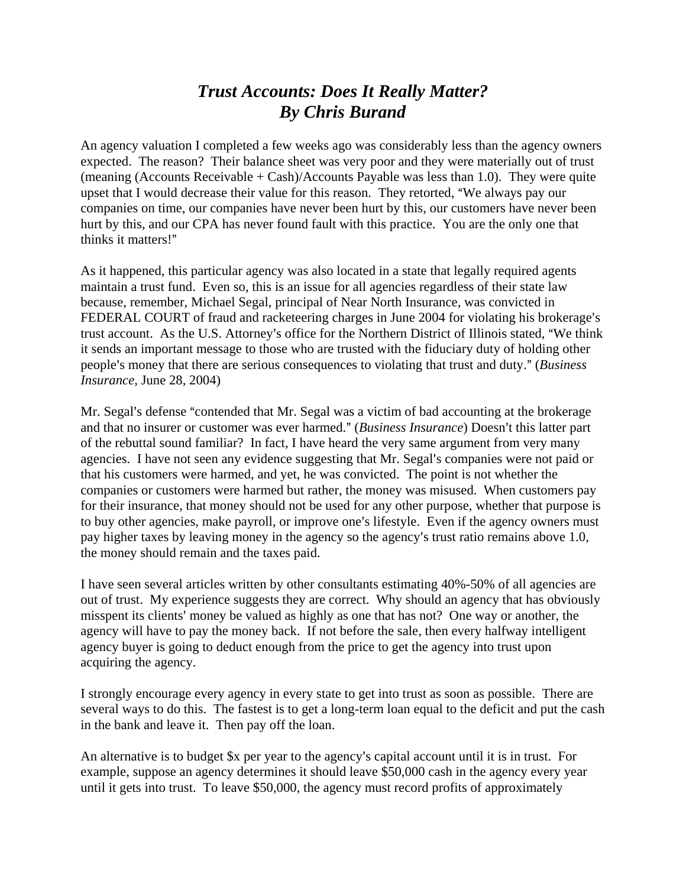# *Trust Accounts: Does It Really Matter?*
## *By Chris Burand*

An agency valuation I completed a few weeks ago was considerably less than the agency owners expected. The reason? Their balance sheet was very poor and they were materially out of trust (meaning (Accounts Receivable + Cash)/Accounts Payable was less than 1.0). They were quite upset that I would decrease their value for this reason. They retorted, "We always pay our companies on time, our companies have never been hurt by this, our customers have never been hurt by this, and our CPA has never found fault with this practice. You are the only one that thinks it matters!"

As it happened, this particular agency was also located in a state that legally required agents maintain a trust fund. Even so, this is an issue for all agencies regardless of their state law because, remember, Michael Segal, principal of Near North Insurance, was convicted in FEDERAL COURT of fraud and racketeering charges in June 2004 for violating his brokerage's trust account. As the U.S. Attorney's office for the Northern District of Illinois stated, "We think it sends an important message to those who are trusted with the fiduciary duty of holding other people's money that there are serious consequences to violating that trust and duty." (*Business Insurance*, June 28, 2004)

Mr. Segal's defense "contended that Mr. Segal was a victim of bad accounting at the brokerage and that no insurer or customer was ever harmed." (*Business Insurance*) Doesn't this latter part of the rebuttal sound familiar? In fact, I have heard the very same argument from very many agencies. I have not seen any evidence suggesting that Mr. Segal's companies were not paid or that his customers were harmed, and yet, he was convicted. The point is not whether the companies or customers were harmed but rather, the money was misused. When customers pay for their insurance, that money should not be used for any other purpose, whether that purpose is to buy other agencies, make payroll, or improve one's lifestyle. Even if the agency owners must pay higher taxes by leaving money in the agency so the agency's trust ratio remains above 1.0, the money should remain and the taxes paid.

I have seen several articles written by other consultants estimating 40%-50% of all agencies are out of trust. My experience suggests they are correct. Why should an agency that has obviously misspent its clients' money be valued as highly as one that has not? One way or another, the agency will have to pay the money back. If not before the sale, then every halfway intelligent agency buyer is going to deduct enough from the price to get the agency into trust upon acquiring the agency.

I strongly encourage every agency in every state to get into trust as soon as possible. There are several ways to do this. The fastest is to get a long-term loan equal to the deficit and put the cash in the bank and leave it. Then pay off the loan.

An alternative is to budget $x per year to the agency's capital account until it is in trust. For example, suppose an agency determines it should leave $50,000 cash in the agency every year until it gets into trust. To leave $50,000, the agency must record profits of approximately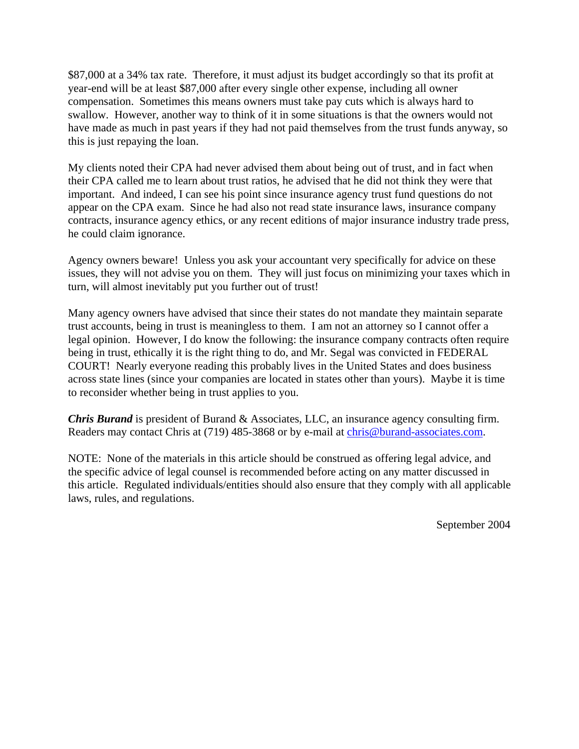$87,000 at a 34% tax rate. Therefore, it must adjust its budget accordingly so that its profit at year-end will be at least $87,000 after every single other expense, including all owner compensation. Sometimes this means owners must take pay cuts which is always hard to swallow. However, another way to think of it in some situations is that the owners would not have made as much in past years if they had not paid themselves from the trust funds anyway, so this is just repaying the loan.

My clients noted their CPA had never advised them about being out of trust, and in fact when their CPA called me to learn about trust ratios, he advised that he did not think they were that important. And indeed, I can see his point since insurance agency trust fund questions do not appear on the CPA exam. Since he had also not read state insurance laws, insurance company contracts, insurance agency ethics, or any recent editions of major insurance industry trade press, he could claim ignorance.

Agency owners beware! Unless you ask your accountant very specifically for advice on these issues, they will not advise you on them. They will just focus on minimizing your taxes which in turn, will almost inevitably put you further out of trust!

Many agency owners have advised that since their states do not mandate they maintain separate trust accounts, being in trust is meaningless to them. I am not an attorney so I cannot offer a legal opinion. However, I do know the following: the insurance company contracts often require being in trust, ethically it is the right thing to do, and Mr. Segal was convicted in FEDERAL COURT! Nearly everyone reading this probably lives in the United States and does business across state lines (since your companies are located in states other than yours). Maybe it is time to reconsider whether being in trust applies to you.

***Chris Burand*** is president of Burand & Associates, LLC, an insurance agency consulting firm. Readers may contact Chris at (719) 485-3868 or by e-mail at chris@burand-associates.com.

NOTE: None of the materials in this article should be construed as offering legal advice, and the specific advice of legal counsel is recommended before acting on any matter discussed in this article. Regulated individuals/entities should also ensure that they comply with all applicable laws, rules, and regulations.

September 2004